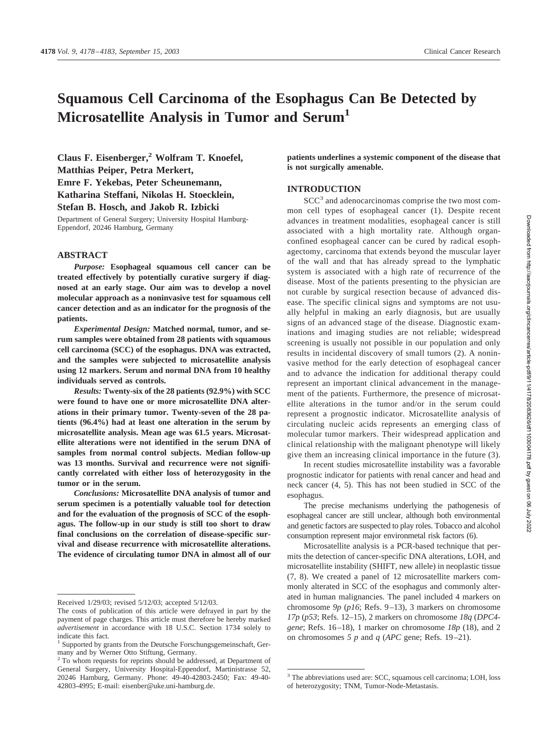# Squamous Cell Carcinoma of the Esophagus Can Be Detected by Microsatellite Analysis in Tumor and Serum[1]

**Claus F. Eisenberger,[2] Wolfram T. Knoefel, Matthias Peiper, Petra Merkert, Emre F. Yekebas, Peter Scheunemann, Katharina Steffani, Nikolas H. Stoecklein, Stefan B. Hosch, and Jakob R. Izbicki**

Department of General Surgery; University Hospital Hamburg-Eppendorf, 20246 Hamburg, Germany

## ABSTRACT

*Purpose:* **Esophageal squamous cell cancer can be treated effectively by potentially curative surgery if diagnosed at an early stage. Our aim was to develop a novel molecular approach as a noninvasive test for squamous cell cancer detection and as an indicator for the prognosis of the patients.**

*Experimental Design:* **Matched normal, tumor, and serum samples were obtained from 28 patients with squamous cell carcinoma (SCC) of the esophagus. DNA was extracted, and the samples were subjected to microsatellite analysis using 12 markers. Serum and normal DNA from 10 healthy individuals served as controls.**

*Results:* **Twenty-six of the 28 patients (92.9%) with SCC were found to have one or more microsatellite DNA alterations in their primary tumor. Twenty-seven of the 28 patients (96.4%) had at least one alteration in the serum by microsatellite analysis. Mean age was 61.5 years. Microsatellite alterations were not identified in the serum DNA of samples from normal control subjects. Median follow-up was 13 months. Survival and recurrence were not significantly correlated with either loss of heterozygosity in the tumor or in the serum.**

*Conclusions:* **Microsatellite DNA analysis of tumor and serum specimen is a potentially valuable tool for detection and for the evaluation of the prognosis of SCC of the esophagus. The follow-up in our study is still too short to draw final conclusions on the correlation of disease-specific survival and disease recurrence with microsatellite alterations. The evidence of circulating tumor DNA in almost all of our patients underlines a systemic component of the disease that is not surgically amenable.**

## INTRODUCTION

SCC[3] and adenocarcinomas comprise the two most common cell types of esophageal cancer (1). Despite recent advances in treatment modalities, esophageal cancer is still associated with a high mortality rate. Although organ-confined esophageal cancer can be cured by radical esophagectomy, carcinoma that extends beyond the muscular layer of the wall and that has already spread to the lymphatic system is associated with a high rate of recurrence of the disease. Most of the patients presenting to the physician are not curable by surgical resection because of advanced disease. The specific clinical signs and symptoms are not usually helpful in making an early diagnosis, but are usually signs of an advanced stage of the disease. Diagnostic examinations and imaging studies are not reliable; widespread screening is usually not possible in our population and only results in incidental discovery of small tumors (2). A noninvasive method for the early detection of esophageal cancer and to advance the indication for additional therapy could represent an important clinical advancement in the management of the patients. Furthermore, the presence of microsatellite alterations in the tumor and/or in the serum could represent a prognostic indicator. Microsatellite analysis of circulating nucleic acids represents an emerging class of molecular tumor markers. Their widespread application and clinical relationship with the malignant phenotype will likely give them an increasing clinical importance in the future (3).

In recent studies microsatellite instability was a favorable prognostic indicator for patients with renal cancer and head and neck cancer (4, 5). This has not been studied in SCC of the esophagus.

The precise mechanisms underlying the pathogenesis of esophageal cancer are still unclear, although both environmental and genetic factors are suspected to play roles. Tobacco and alcohol consumption represent major environmetal risk factors (6).

Microsatellite analysis is a PCR-based technique that permits the detection of cancer-specific DNA alterations, LOH, and microsatellite instability (SHIFT, new allele) in neoplastic tissue (7, 8). We created a panel of 12 microsatellite markers commonly altered in SCC of the esophagus and commonly altered in human malignancies. The panel included 4 markers on chromosome *9p* (*p16*; Refs. 9–13), 3 markers on chromosome *17p* (*p53*; Refs. 12–15), 2 markers on chromosome *18q* (*DPC4-gene*; Refs. 16–18), 1 marker on chromosome *18p* (18), and 2 on chromosomes *5 p* and *q* (*APC* gene; Refs. 19–21).

---

Received 1/29/03; revised 5/12/03; accepted 5/12/03.

The costs of publication of this article were defrayed in part by the payment of page charges. This article must therefore be hereby marked *advertisement* in accordance with 18 U.S.C. Section 1734 solely to indicate this fact.

[1] Supported by grants from the Deutsche Forschungsgemeinschaft, Germany and by Werner Otto Stiftung, Germany.

[2] To whom requests for reprints should be addressed, at Department of General Surgery, University Hospital-Eppendorf, Martinistrasse 52, 20246 Hamburg, Germany. Phone: 49-40-42803-2450; Fax: 49-40-42803-4995; E-mail: eisenber@uke.uni-hamburg.de.

[3] The abbreviations used are: SCC, squamous cell carcinoma; LOH, loss of heterozygosity; TNM, Tumor-Node-Metastasis.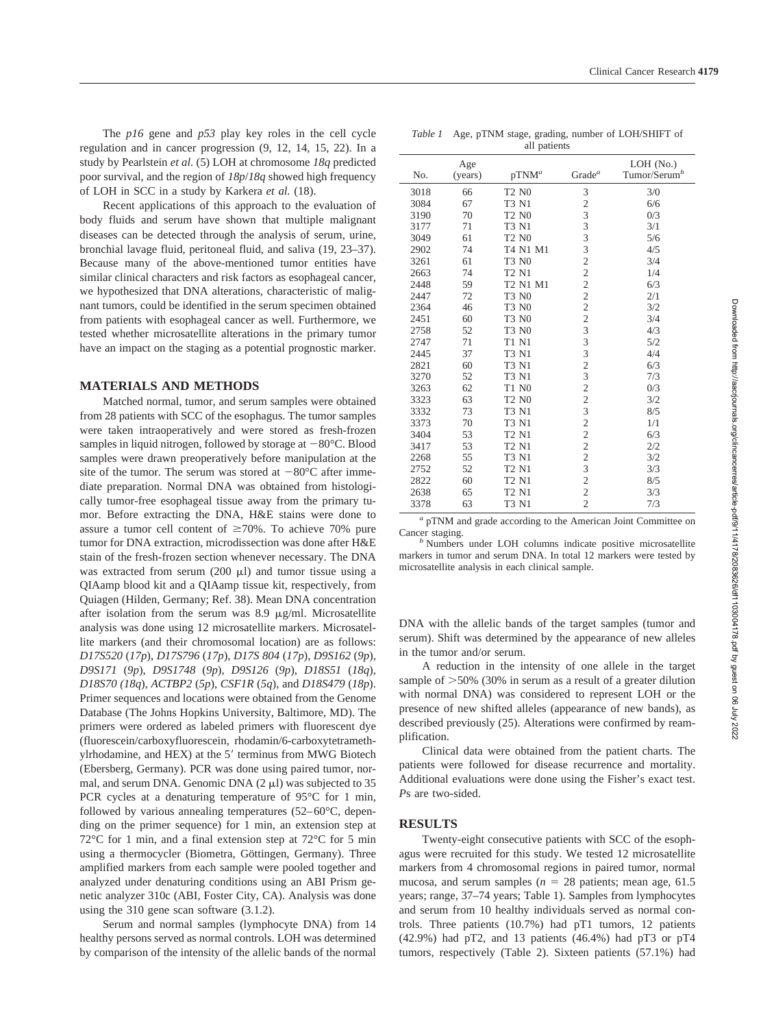The *p16* gene and *p53* play key roles in the cell cycle regulation and in cancer progression (9, 12, 14, 15, 22). In a study by Pearlstein *et al.* (5) LOH at chromosome *18q* predicted poor survival, and the region of *18p*/*18q* showed high frequency of LOH in SCC in a study by Karkera *et al.* (18).

Recent applications of this approach to the evaluation of body fluids and serum have shown that multiple malignant diseases can be detected through the analysis of serum, urine, bronchial lavage fluid, peritoneal fluid, and saliva (19, 23–37). Because many of the above-mentioned tumor entities have similar clinical characters and risk factors as esophageal cancer, we hypothesized that DNA alterations, characteristic of malignant tumors, could be identified in the serum specimen obtained from patients with esophageal cancer as well. Furthermore, we tested whether microsatellite alterations in the primary tumor have an impact on the staging as a potential prognostic marker.

## MATERIALS AND METHODS

Matched normal, tumor, and serum samples were obtained from 28 patients with SCC of the esophagus. The tumor samples were taken intraoperatively and were stored as fresh-frozen samples in liquid nitrogen, followed by storage at −80°C. Blood samples were drawn preoperatively before manipulation at the site of the tumor. The serum was stored at −80°C after immediate preparation. Normal DNA was obtained from histologically tumor-free esophageal tissue away from the primary tumor. Before extracting the DNA, H&E stains were done to assure a tumor cell content of ≥70%. To achieve 70% pure tumor for DNA extraction, microdissection was done after H&E stain of the fresh-frozen section whenever necessary. The DNA was extracted from serum (200 μl) and tumor tissue using a QIAamp blood kit and a QIAamp tissue kit, respectively, from Quiagen (Hilden, Germany; Ref. 38). Mean DNA concentration after isolation from the serum was 8.9 μg/ml. Microsatellite analysis was done using 12 microsatellite markers. Microsatellite markers (and their chromosomal location) are as follows: *D17S520* (*17p*), *D17S796* (*17p*), *D17S 804* (*17p*), *D9S162* (*9p*), *D9S171* (*9p*), *D9S1748* (*9p*), *D9S126* (*9p*), *D18S51* (*18q*), *D18S70 (18q*), *ACTBP2* (*5p*), *CSF1R* (*5q*), and *D18S479* (*18p*). Primer sequences and locations were obtained from the Genome Database (The Johns Hopkins University, Baltimore, MD). The primers were ordered as labeled primers with fluorescent dye (fluorescein/carboxyfluorescein, rhodamin/6-carboxytetramethylrhodamine, and HEX) at the 5′ terminus from MWG Biotech (Ebersberg, Germany). PCR was done using paired tumor, normal, and serum DNA. Genomic DNA (2 μl) was subjected to 35 PCR cycles at a denaturing temperature of 95°C for 1 min, followed by various annealing temperatures (52–60°C, depending on the primer sequence) for 1 min, an extension step at 72°C for 1 min, and a final extension step at 72°C for 5 min using a thermocycler (Biometra, Göttingen, Germany). Three amplified markers from each sample were pooled together and analyzed under denaturing conditions using an ABI Prism genetic analyzer 310c (ABI, Foster City, CA). Analysis was done using the 310 gene scan software (3.1.2).

Serum and normal samples (lymphocyte DNA) from 14 healthy persons served as normal controls. LOH was determined by comparison of the intensity of the allelic bands of the normal DNA with the allelic bands of the target samples (tumor and serum). Shift was determined by the appearance of new alleles in the tumor and/or serum.

A reduction in the intensity of one allele in the target sample of >50% (30% in serum as a result of a greater dilution with normal DNA) was considered to represent LOH or the presence of new shifted alleles (appearance of new bands), as described previously (25). Alterations were confirmed by reamplification.

Clinical data were obtained from the patient charts. The patients were followed for disease recurrence and mortality. Additional evaluations were done using the Fisher's exact test. *P*s are two-sided.

*Table 1* Age, pTNM stage, grading, number of LOH/SHIFT of all patients

| No. | Age (years) | pTNM[a] | Grade[a] | LOH (No.) Tumor/Serum[b] |
|---|---|---|---|---|
| 3018 | 66 | T2 N0 | 3 | 3/0 |
| 3084 | 67 | T3 N1 | 2 | 6/6 |
| 3190 | 70 | T2 N0 | 3 | 0/3 |
| 3177 | 71 | T3 N1 | 3 | 3/1 |
| 3049 | 61 | T2 N0 | 3 | 5/6 |
| 2902 | 74 | T4 N1 M1 | 3 | 4/5 |
| 3261 | 61 | T3 N0 | 2 | 3/4 |
| 2663 | 74 | T2 N1 | 2 | 1/4 |
| 2448 | 59 | T2 N1 M1 | 2 | 6/3 |
| 2447 | 72 | T3 N0 | 2 | 2/1 |
| 2364 | 46 | T3 N0 | 2 | 3/2 |
| 2451 | 60 | T3 N0 | 2 | 3/4 |
| 2758 | 52 | T3 N0 | 3 | 4/3 |
| 2747 | 71 | T1 N1 | 3 | 5/2 |
| 2445 | 37 | T3 N1 | 3 | 4/4 |
| 2821 | 60 | T3 N1 | 2 | 6/3 |
| 3270 | 52 | T3 N1 | 3 | 7/3 |
| 3263 | 62 | T1 N0 | 2 | 0/3 |
| 3323 | 63 | T2 N0 | 2 | 3/2 |
| 3332 | 73 | T3 N1 | 3 | 8/5 |
| 3373 | 70 | T3 N1 | 2 | 1/1 |
| 3404 | 53 | T2 N1 | 2 | 6/3 |
| 3417 | 53 | T2 N1 | 2 | 2/2 |
| 2268 | 55 | T3 N1 | 2 | 3/2 |
| 2752 | 52 | T2 N1 | 3 | 3/3 |
| 2822 | 60 | T2 N1 | 2 | 8/5 |
| 2638 | 65 | T2 N1 | 2 | 3/3 |
| 3378 | 63 | T3 N1 | 2 | 7/3 |

[a] pTNM and grade according to the American Joint Committee on Cancer staging.

[b] Numbers under LOH columns indicate positive microsatellite markers in tumor and serum DNA. In total 12 markers were tested by microsatellite analysis in each clinical sample.

## RESULTS

Twenty-eight consecutive patients with SCC of the esophagus were recruited for this study. We tested 12 microsatellite markers from 4 chromosomal regions in paired tumor, normal mucosa, and serum samples ($n = 28$ patients; mean age, 61.5 years; range, 37–74 years; Table 1). Samples from lymphocytes and serum from 10 healthy individuals served as normal controls. Three patients (10.7%) had pT1 tumors, 12 patients (42.9%) had pT2, and 13 patients (46.4%) had pT3 or pT4 tumors, respectively (Table 2). Sixteen patients (57.1%) had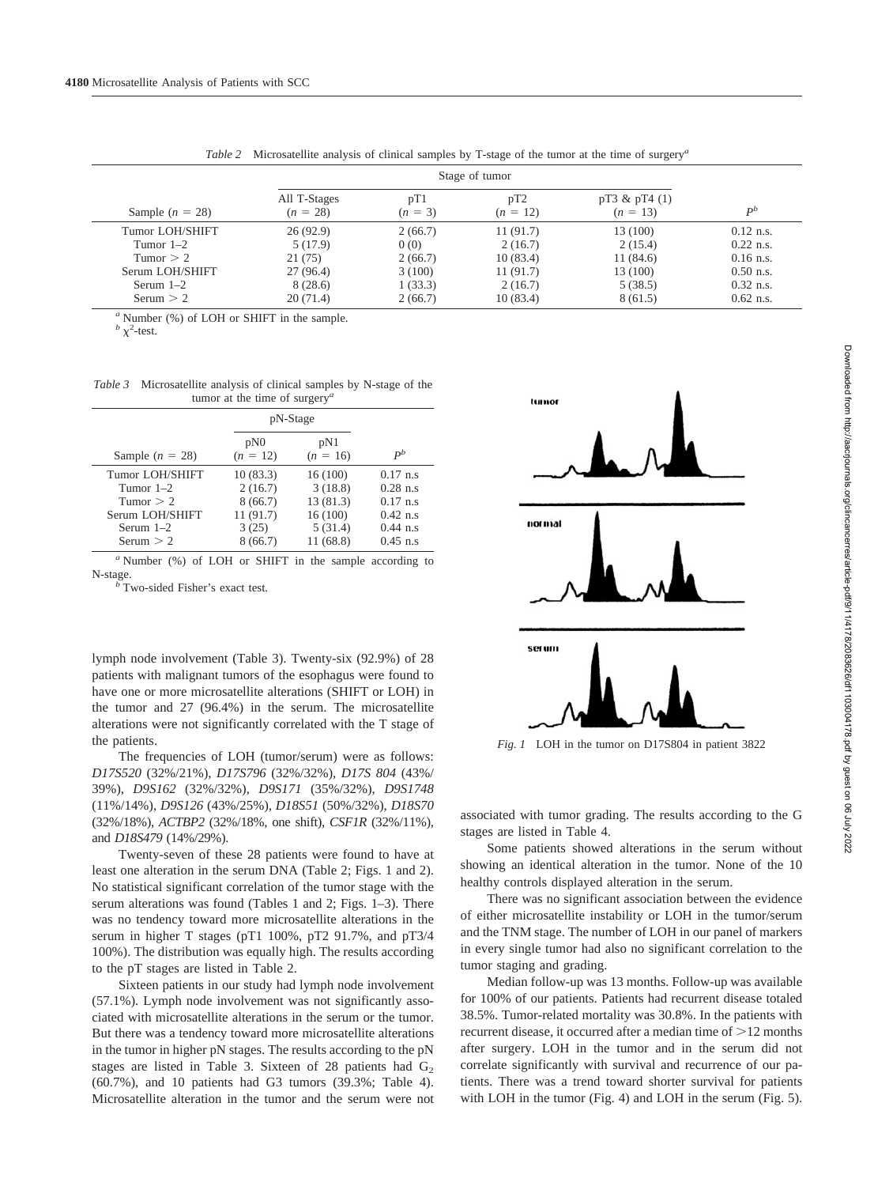*Table 2* Microsatellite analysis of clinical samples by T-stage of the tumor at the time of surgery[a]

| Sample ($n$ = 28) | Stage of tumor | | | | |
|---|---|---|---|---|---|
| | All T-Stages ($n$ = 28) | pT1 ($n$ = 3) | pT2 ($n$ = 12) | pT3 & pT4 (1) ($n$ = 13) | $P^b$ |
| Tumor LOH/SHIFT | 26 (92.9) | 2 (66.7) | 11 (91.7) | 13 (100) | 0.12 n.s. |
| Tumor 1–2 | 5 (17.9) | 0 (0) | 2 (16.7) | 2 (15.4) | 0.22 n.s. |
| Tumor > 2 | 21 (75) | 2 (66.7) | 10 (83.4) | 11 (84.6) | 0.16 n.s. |
| Serum LOH/SHIFT | 27 (96.4) | 3 (100) | 11 (91.7) | 13 (100) | 0.50 n.s. |
| Serum 1–2 | 8 (28.6) | 1 (33.3) | 2 (16.7) | 5 (38.5) | 0.32 n.s. |
| Serum > 2 | 20 (71.4) | 2 (66.7) | 10 (83.4) | 8 (61.5) | 0.62 n.s. |

[a] Number (%) of LOH or SHIFT in the sample.
[b] $\chi^2$-test.

*Table 3* Microsatellite analysis of clinical samples by N-stage of the tumor at the time of surgery[a]

| Sample ($n$ = 28) | pN-Stage | | |
|---|---|---|---|
| | pN0 ($n$ = 12) | pN1 ($n$ = 16) | $P^b$ |
| Tumor LOH/SHIFT | 10 (83.3) | 16 (100) | 0.17 n.s |
| Tumor 1–2 | 2 (16.7) | 3 (18.8) | 0.28 n.s |
| Tumor > 2 | 8 (66.7) | 13 (81.3) | 0.17 n.s |
| Serum LOH/SHIFT | 11 (91.7) | 16 (100) | 0.42 n.s |
| Serum 1–2 | 3 (25) | 5 (31.4) | 0.44 n.s |
| Serum > 2 | 8 (66.7) | 11 (68.8) | 0.45 n.s |

[a] Number (%) of LOH or SHIFT in the sample according to N-stage.
[b] Two-sided Fisher's exact test.

lymph node involvement (Table 3). Twenty-six (92.9%) of 28 patients with malignant tumors of the esophagus were found to have one or more microsatellite alterations (SHIFT or LOH) in the tumor and 27 (96.4%) in the serum. The microsatellite alterations were not significantly correlated with the T stage of the patients.

The frequencies of LOH (tumor/serum) were as follows: *D17S520* (32%/21%), *D17S796* (32%/32%), *D17S 804* (43%/39%), *D9S162* (32%/32%), *D9S171* (35%/32%), *D9S1748* (11%/14%), *D9S126* (43%/25%), *D18S51* (50%/32%), *D18S70* (32%/18%), *ACTBP2* (32%/18%, one shift), *CSF1R* (32%/11%), and *D18S479* (14%/29%).

Twenty-seven of these 28 patients were found to have at least one alteration in the serum DNA (Table 2; Figs. 1 and 2). No statistical significant correlation of the tumor stage with the serum alterations was found (Tables 1 and 2; Figs. 1–3). There was no tendency toward more microsatellite alterations in the serum in higher T stages (pT1 100%, pT2 91.7%, and pT3/4 100%). The distribution was equally high. The results according to the pT stages are listed in Table 2.

Sixteen patients in our study had lymph node involvement (57.1%). Lymph node involvement was not significantly associated with microsatellite alterations in the serum or the tumor. But there was a tendency toward more microsatellite alterations in the tumor in higher pN stages. The results according to the pN stages are listed in Table 3. Sixteen of 28 patients had $G_2$ (60.7%), and 10 patients had G3 tumors (39.3%; Table 4). Microsatellite alteration in the tumor and the serum were not associated with tumor grading. The results according to the G stages are listed in Table 4.

*Fig. 1* LOH in the tumor on D17S804 in patient 3822

Some patients showed alterations in the serum without showing an identical alteration in the tumor. None of the 10 healthy controls displayed alteration in the serum.

There was no significant association between the evidence of either microsatellite instability or LOH in the tumor/serum and the TNM stage. The number of LOH in our panel of markers in every single tumor had also no significant correlation to the tumor staging and grading.

Median follow-up was 13 months. Follow-up was available for 100% of our patients. Patients had recurrent disease totaled 38.5%. Tumor-related mortality was 30.8%. In the patients with recurrent disease, it occurred after a median time of >12 months after surgery. LOH in the tumor and in the serum did not correlate significantly with survival and recurrence of our patients. There was a trend toward shorter survival for patients with LOH in the tumor (Fig. 4) and LOH in the serum (Fig. 5).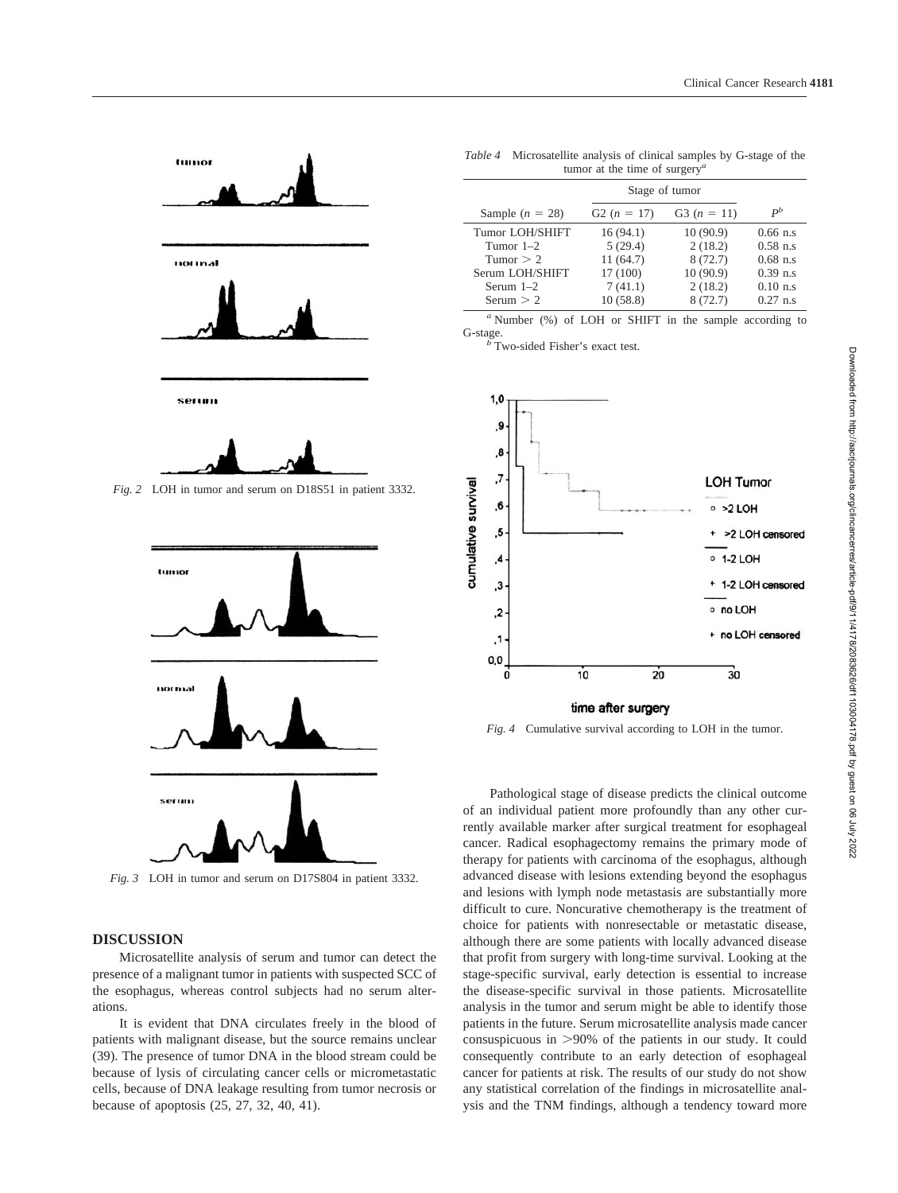Fig. 2 LOH in tumor and serum on D18S51 in patient 3332.

Fig. 3 LOH in tumor and serum on D17S804 in patient 3332.

*Table 4* Microsatellite analysis of clinical samples by G-stage of the tumor at the time of surgery[a]

| Sample ($n$ = 28) | Stage of tumor | | $P$[b] |
|---|---|---|---|
| | G2 ($n$ = 17) | G3 ($n$ = 11) | |
| Tumor LOH/SHIFT | 16 (94.1) | 10 (90.9) | 0.66 n.s |
| Tumor 1–2 | 5 (29.4) | 2 (18.2) | 0.58 n.s |
| Tumor > 2 | 11 (64.7) | 8 (72.7) | 0.68 n.s |
| Serum LOH/SHIFT | 17 (100) | 10 (90.9) | 0.39 n.s |
| Serum 1–2 | 7 (41.1) | 2 (18.2) | 0.10 n.s |
| Serum > 2 | 10 (58.8) | 8 (72.7) | 0.27 n.s |

[a] Number (%) of LOH or SHIFT in the sample according to G-stage.
[b] Two-sided Fisher's exact test.

Fig. 4 Cumulative survival according to LOH in the tumor.

## DISCUSSION

Microsatellite analysis of serum and tumor can detect the presence of a malignant tumor in patients with suspected SCC of the esophagus, whereas control subjects had no serum alterations.

It is evident that DNA circulates freely in the blood of patients with malignant disease, but the source remains unclear (39). The presence of tumor DNA in the blood stream could be because of lysis of circulating cancer cells or micrometastatic cells, because of DNA leakage resulting from tumor necrosis or because of apoptosis (25, 27, 32, 40, 41).

Pathological stage of disease predicts the clinical outcome of an individual patient more profoundly than any other currently available marker after surgical treatment for esophageal cancer. Radical esophagectomy remains the primary mode of therapy for patients with carcinoma of the esophagus, although advanced disease with lesions extending beyond the esophagus and lesions with lymph node metastasis are substantially more difficult to cure. Noncurative chemotherapy is the treatment of choice for patients with nonresectable or metastatic disease, although there are some patients with locally advanced disease that profit from surgery with long-time survival. Looking at the stage-specific survival, early detection is essential to increase the disease-specific survival in those patients. Microsatellite analysis in the tumor and serum might be able to identify those patients in the future. Serum microsatellite analysis made cancer consuspicuous in >90% of the patients in our study. It could consequently contribute to an early detection of esophageal cancer for patients at risk. The results of our study do not show any statistical correlation of the findings in microsatellite analysis and the TNM findings, although a tendency toward more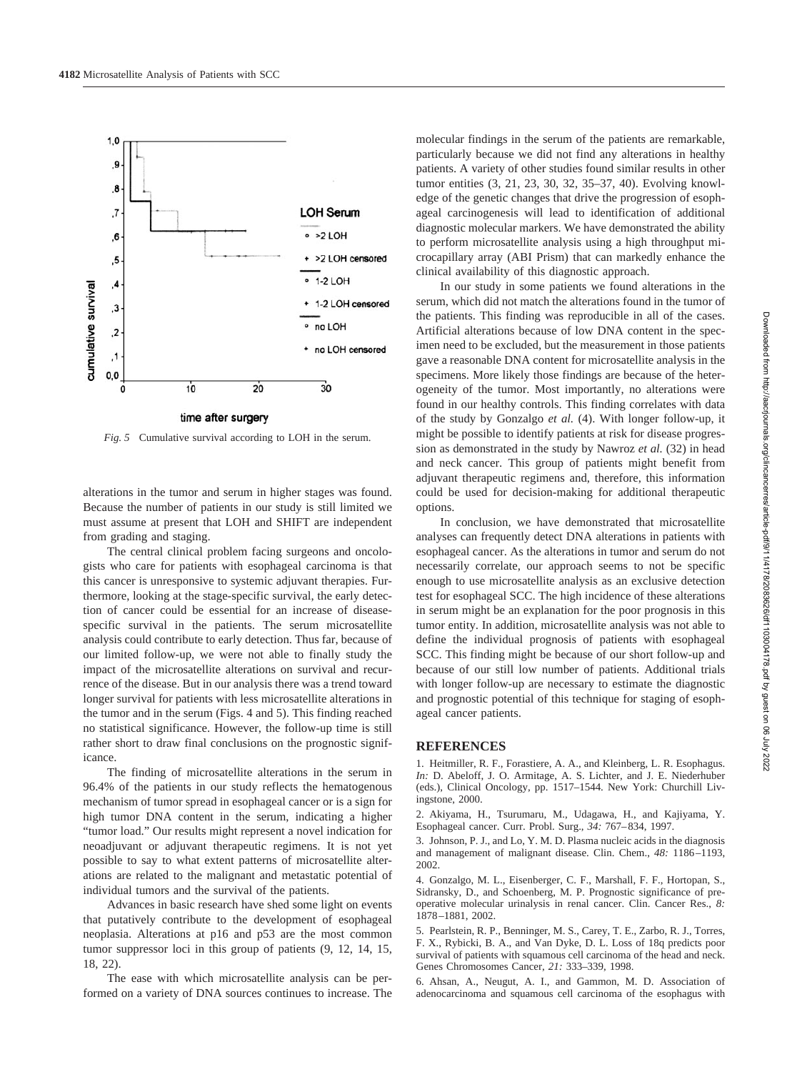*Fig. 5* Cumulative survival according to LOH in the serum.

alterations in the tumor and serum in higher stages was found. Because the number of patients in our study is still limited we must assume at present that LOH and SHIFT are independent from grading and staging.

The central clinical problem facing surgeons and oncologists who care for patients with esophageal carcinoma is that this cancer is unresponsive to systemic adjuvant therapies. Furthermore, looking at the stage-specific survival, the early detection of cancer could be essential for an increase of disease-specific survival in the patients. The serum microsatellite analysis could contribute to early detection. Thus far, because of our limited follow-up, we were not able to finally study the impact of the microsatellite alterations on survival and recurrence of the disease. But in our analysis there was a trend toward longer survival for patients with less microsatellite alterations in the tumor and in the serum (Figs. 4 and 5). This finding reached no statistical significance. However, the follow-up time is still rather short to draw final conclusions on the prognostic significance.

The finding of microsatellite alterations in the serum in 96.4% of the patients in our study reflects the hematogenous mechanism of tumor spread in esophageal cancer or is a sign for high tumor DNA content in the serum, indicating a higher "tumor load." Our results might represent a novel indication for neoadjuvant or adjuvant therapeutic regimens. It is not yet possible to say to what extent patterns of microsatellite alterations are related to the malignant and metastatic potential of individual tumors and the survival of the patients.

Advances in basic research have shed some light on events that putatively contribute to the development of esophageal neoplasia. Alterations at p16 and p53 are the most common tumor suppressor loci in this group of patients (9, 12, 14, 15, 18, 22).

The ease with which microsatellite analysis can be performed on a variety of DNA sources continues to increase. The molecular findings in the serum of the patients are remarkable, particularly because we did not find any alterations in healthy patients. A variety of other studies found similar results in other tumor entities (3, 21, 23, 30, 32, 35–37, 40). Evolving knowledge of the genetic changes that drive the progression of esophageal carcinogenesis will lead to identification of additional diagnostic molecular markers. We have demonstrated the ability to perform microsatellite analysis using a high throughput microcapillary array (ABI Prism) that can markedly enhance the clinical availability of this diagnostic approach.

In our study in some patients we found alterations in the serum, which did not match the alterations found in the tumor of the patients. This finding was reproducible in all of the cases. Artificial alterations because of low DNA content in the specimen need to be excluded, but the measurement in those patients gave a reasonable DNA content for microsatellite analysis in the specimens. More likely those findings are because of the heterogeneity of the tumor. Most importantly, no alterations were found in our healthy controls. This finding correlates with data of the study by Gonzalgo *et al.* (4). With longer follow-up, it might be possible to identify patients at risk for disease progression as demonstrated in the study by Nawroz *et al.* (32) in head and neck cancer. This group of patients might benefit from adjuvant therapeutic regimens and, therefore, this information could be used for decision-making for additional therapeutic options.

In conclusion, we have demonstrated that microsatellite analyses can frequently detect DNA alterations in patients with esophageal cancer. As the alterations in tumor and serum do not necessarily correlate, our approach seems to not be specific enough to use microsatellite analysis as an exclusive detection test for esophageal SCC. The high incidence of these alterations in serum might be an explanation for the poor prognosis in this tumor entity. In addition, microsatellite analysis was not able to define the individual prognosis of patients with esophageal SCC. This finding might be because of our short follow-up and because of our still low number of patients. Additional trials with longer follow-up are necessary to estimate the diagnostic and prognostic potential of this technique for staging of esophageal cancer patients.

## REFERENCES

1. Heitmiller, R. F., Forastiere, A. A., and Kleinberg, L. R. Esophagus. *In:* D. Abeloff, J. O. Armitage, A. S. Lichter, and J. E. Niederhuber (eds.), Clinical Oncology, pp. 1517–1544. New York: Churchill Livingstone, 2000.

2. Akiyama, H., Tsurumaru, M., Udagawa, H., and Kajiyama, Y. Esophageal cancer. Curr. Probl. Surg., *34:* 767–834, 1997.

3. Johnson, P. J., and Lo, Y. M. D. Plasma nucleic acids in the diagnosis and management of malignant disease. Clin. Chem., *48:* 1186–1193, 2002.

4. Gonzalgo, M. L., Eisenberger, C. F., Marshall, F. F., Hortopan, S., Sidransky, D., and Schoenberg, M. P. Prognostic significance of preoperative molecular urinalysis in renal cancer. Clin. Cancer Res., *8:* 1878–1881, 2002.

5. Pearlstein, R. P., Benninger, M. S., Carey, T. E., Zarbo, R. J., Torres, F. X., Rybicki, B. A., and Van Dyke, D. L. Loss of 18q predicts poor survival of patients with squamous cell carcinoma of the head and neck. Genes Chromosomes Cancer, *21:* 333–339, 1998.

6. Ahsan, A., Neugut, A. I., and Gammon, M. D. Association of adenocarcinoma and squamous cell carcinoma of the esophagus with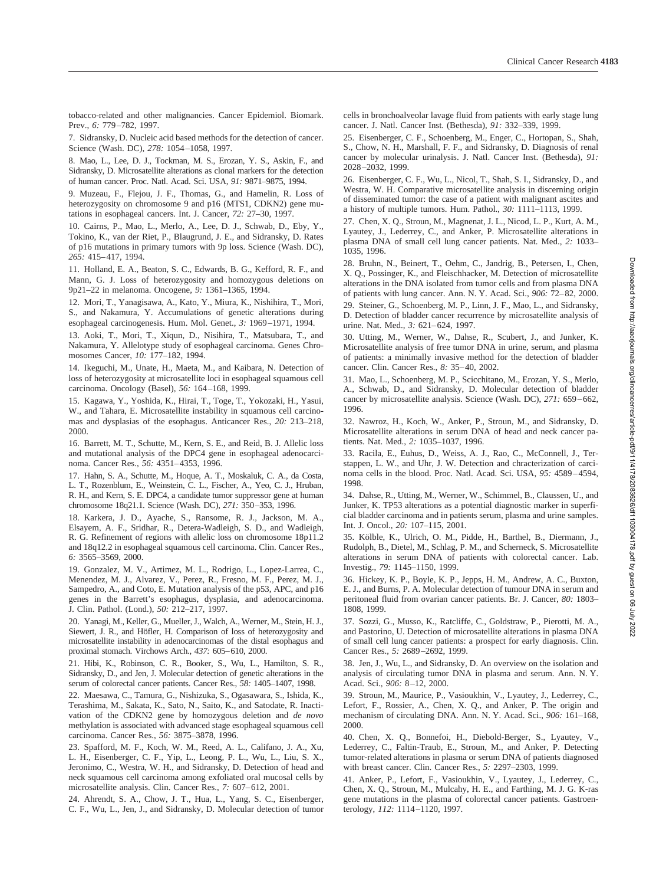tobacco-related and other malignancies. Cancer Epidemiol. Biomark. Prev., *6:* 779–782, 1997.

7. Sidransky, D. Nucleic acid based methods for the detection of cancer. Science (Wash. DC), *278:* 1054–1058, 1997.

8. Mao, L., Lee, D. J., Tockman, M. S., Erozan, Y. S., Askin, F., and Sidransky, D. Microsatellite alterations as clonal markers for the detection of human cancer. Proc. Natl. Acad. Sci. USA, *91:* 9871–9875, 1994.

9. Muzeau, F., Flejou, J. F., Thomas, G., and Hamelin, R. Loss of heterozygosity on chromosome 9 and p16 (MTS1, CDKN2) gene mutations in esophageal cancers. Int. J. Cancer, *72:* 27–30, 1997.

10. Cairns, P., Mao, L., Merlo, A., Lee, D. J., Schwab, D., Eby, Y., Tokino, K., van der Riet, P., Blaugrund, J. E., and Sidransky, D. Rates of p16 mutations in primary tumors with 9p loss. Science (Wash. DC), *265:* 415–417, 1994.

11. Holland, E. A., Beaton, S. C., Edwards, B. G., Kefford, R. F., and Mann, G. J. Loss of heterozygosity and homozygous deletions on 9p21–22 in melanoma. Oncogene, *9:* 1361–1365, 1994.

12. Mori, T., Yanagisawa, A., Kato, Y., Miura, K., Nishihira, T., Mori, S., and Nakamura, Y. Accumulations of genetic alterations during esophageal carcinogenesis. Hum. Mol. Genet., *3:* 1969–1971, 1994.

13. Aoki, T., Mori, T., Xiqun, D., Nisihira, T., Matsubara, T., and Nakamura, Y. Allelotype study of esophageal carcinoma. Genes Chromosomes Cancer, *10:* 177–182, 1994.

14. Ikeguchi, M., Unate, H., Maeta, M., and Kaibara, N. Detection of loss of heterozygosity at microsatellite loci in esophageal squamous cell carcinoma. Oncology (Basel), *56:* 164–168, 1999.

15. Kagawa, Y., Yoshida, K., Hirai, T., Toge, T., Yokozaki, H., Yasui, W., and Tahara, E. Microsatellite instability in squamous cell carcinomas and dysplasias of the esophagus. Anticancer Res., *20:* 213–218, 2000.

16. Barrett, M. T., Schutte, M., Kern, S. E., and Reid, B. J. Allelic loss and mutational analysis of the DPC4 gene in esophageal adenocarcinoma. Cancer Res., *56:* 4351–4353, 1996.

17. Hahn, S. A., Schutte, M., Hoque, A. T., Moskaluk, C. A., da Costa, L. T., Rozenblum, E., Weinstein, C. L., Fischer, A., Yeo, C. J., Hruban, R. H., and Kern, S. E. DPC4, a candidate tumor suppressor gene at human chromosome 18q21.1. Science (Wash. DC), *271:* 350–353, 1996.

18. Karkera, J. D., Ayache, S., Ransome, R. J., Jackson, M. A., Elsayem, A. F., Sridhar, R., Detera-Wadleigh, S. D., and Wadleigh, R. G. Refinement of regions with allelic loss on chromosome 18p11.2 and 18q12.2 in esophageal squamous cell carcinoma. Clin. Cancer Res., *6:* 3565–3569, 2000.

19. Gonzalez, M. V., Artimez, M. L., Rodrigo, L., Lopez-Larrea, C., Menendez, M. J., Alvarez, V., Perez, R., Fresno, M. F., Perez, M. J., Sampedro, A., and Coto, E. Mutation analysis of the p53, APC, and p16 genes in the Barrett's esophagus, dysplasia, and adenocarcinoma. J. Clin. Pathol. (Lond.), *50:* 212–217, 1997.

20. Yanagi, M., Keller, G., Mueller, J., Walch, A., Werner, M., Stein, H. J., Siewert, J. R., and Höfler, H. Comparison of loss of heterozygosity and microsatellite instability in adenocarcinomas of the distal esophagus and proximal stomach. Virchows Arch., *437:* 605–610, 2000.

21. Hibi, K., Robinson, C. R., Booker, S., Wu, L., Hamilton, S. R., Sidransky, D., and Jen, J. Molecular detection of genetic alterations in the serum of colorectal cancer patients. Cancer Res., *58:* 1405–1407, 1998.

22. Maesawa, C., Tamura, G., Nishizuka, S., Ogasawara, S., Ishida, K., Terashima, M., Sakata, K., Sato, N., Saito, K., and Satodate, R. Inactivation of the CDKN2 gene by homozygous deletion and *de novo* methylation is associated with advanced stage esophageal squamous cell carcinoma. Cancer Res., *56:* 3875–3878, 1996.

23. Spafford, M. F., Koch, W. M., Reed, A. L., Califano, J. A., Xu, L. H., Eisenberger, C. F., Yip, L., Leong, P. L., Wu, L., Liu, S. X., Jeronimo, C., Westra, W. H., and Sidransky, D. Detection of head and neck squamous cell carcinoma among exfoliated oral mucosal cells by microsatellite analysis. Clin. Cancer Res., *7:* 607–612, 2001.

24. Ahrendt, S. A., Chow, J. T., Hua, L., Yang, S. C., Eisenberger, C. F., Wu, L., Jen, J., and Sidransky, D. Molecular detection of tumor cells in bronchoalveolar lavage fluid from patients with early stage lung cancer. J. Natl. Cancer Inst. (Bethesda), *91:* 332–339, 1999.

25. Eisenberger, C. F., Schoenberg, M., Enger, C., Hortopan, S., Shah, S., Chow, N. H., Marshall, F. F., and Sidransky, D. Diagnosis of renal cancer by molecular urinalysis. J. Natl. Cancer Inst. (Bethesda), *91:* 2028–2032, 1999.

26. Eisenberger, C. F., Wu, L., Nicol, T., Shah, S. I., Sidransky, D., and Westra, W. H. Comparative microsatellite analysis in discerning origin of disseminated tumor: the case of a patient with malignant ascites and a history of multiple tumors. Hum. Pathol., *30:* 1111–1113, 1999.

27. Chen, X. Q., Stroun, M., Magnenat, J. L., Nicod, L. P., Kurt, A. M., Lyautey, J., Lederrey, C., and Anker, P. Microsatellite alterations in plasma DNA of small cell lung cancer patients. Nat. Med., *2:* 1033–1035, 1996.

28. Bruhn, N., Beinert, T., Oehm, C., Jandrig, B., Petersen, I., Chen, X. Q., Possinger, K., and Fleischhacker, M. Detection of microsatellite alterations in the DNA isolated from tumor cells and from plasma DNA of patients with lung cancer. Ann. N. Y. Acad. Sci., *906:* 72–82, 2000.

29. Steiner, G., Schoenberg, M. P., Linn, J. F., Mao, L., and Sidransky, D. Detection of bladder cancer recurrence by microsatellite analysis of urine. Nat. Med., *3:* 621–624, 1997.

30. Utting, M., Werner, W., Dahse, R., Scubert, J., and Junker, K. Microsatellite analysis of free tumor DNA in urine, serum, and plasma of patients: a minimally invasive method for the detection of bladder cancer. Clin. Cancer Res., *8:* 35–40, 2002.

31. Mao, L., Schoenberg, M. P., Scicchitano, M., Erozan, Y. S., Merlo, A., Schwab, D., and Sidransky, D. Molecular detection of bladder cancer by microsatellite analysis. Science (Wash. DC), *271:* 659–662, 1996.

32. Nawroz, H., Koch, W., Anker, P., Stroun, M., and Sidransky, D. Microsatellite alterations in serum DNA of head and neck cancer patients. Nat. Med., *2:* 1035–1037, 1996.

33. Racila, E., Euhus, D., Weiss, A. J., Rao, C., McConnell, J., Terstappen, L. W., and Uhr, J. W. Detection and chracterization of carcinoma cells in the blood. Proc. Natl. Acad. Sci. USA, *95:* 4589–4594, 1998.

34. Dahse, R., Utting, M., Werner, W., Schimmel, B., Claussen, U., and Junker, K. TP53 alterations as a potential diagnostic marker in superficial bladder carcinoma and in patients serum, plasma and urine samples. Int. J. Oncol., *20:* 107–115, 2001.

35. Kölble, K., Ulrich, O. M., Pidde, H., Barthel, B., Diermann, J., Rudolph, B., Dietel, M., Schlag, P. M., and Scherneck, S. Microsatellite alterations in serum DNA of patients with colorectal cancer. Lab. Investig., *79:* 1145–1150, 1999.

36. Hickey, K. P., Boyle, K. P., Jepps, H. M., Andrew, A. C., Buxton, E. J., and Burns, P. A. Molecular detection of tumour DNA in serum and peritoneal fluid from ovarian cancer patients. Br. J. Cancer, *80:* 1803–1808, 1999.

37. Sozzi, G., Musso, K., Ratcliffe, C., Goldstraw, P., Pierotti, M. A., and Pastorino, U. Detection of microsatellite alterations in plasma DNA of small cell lung cancer patients: a prospect for early diagnosis. Clin. Cancer Res., *5:* 2689–2692, 1999.

38. Jen, J., Wu, L., and Sidransky, D. An overview on the isolation and analysis of circulating tumor DNA in plasma and serum. Ann. N. Y. Acad. Sci., *906:* 8–12, 2000.

39. Stroun, M., Maurice, P., Vasioukhin, V., Lyautey, J., Lederrey, C., Lefort, F., Rossier, A., Chen, X. Q., and Anker, P. The origin and mechanism of circulating DNA. Ann. N. Y. Acad. Sci., *906:* 161–168, 2000.

40. Chen, X. Q., Bonnefoi, H., Diebold-Berger, S., Lyautey, V., Lederrey, C., Faltin-Traub, E., Stroun, M., and Anker, P. Detecting tumor-related alterations in plasma or serum DNA of patients diagnosed with breast cancer. Clin. Cancer Res., *5:* 2297–2303, 1999.

41. Anker, P., Lefort, F., Vasioukhin, V., Lyautey, J., Lederrey, C., Chen, X. Q., Stroun, M., Mulcahy, H. E., and Farthing, M. J. G. K-ras gene mutations in the plasma of colorectal cancer patients. Gastroenterology, *112:* 1114–1120, 1997.